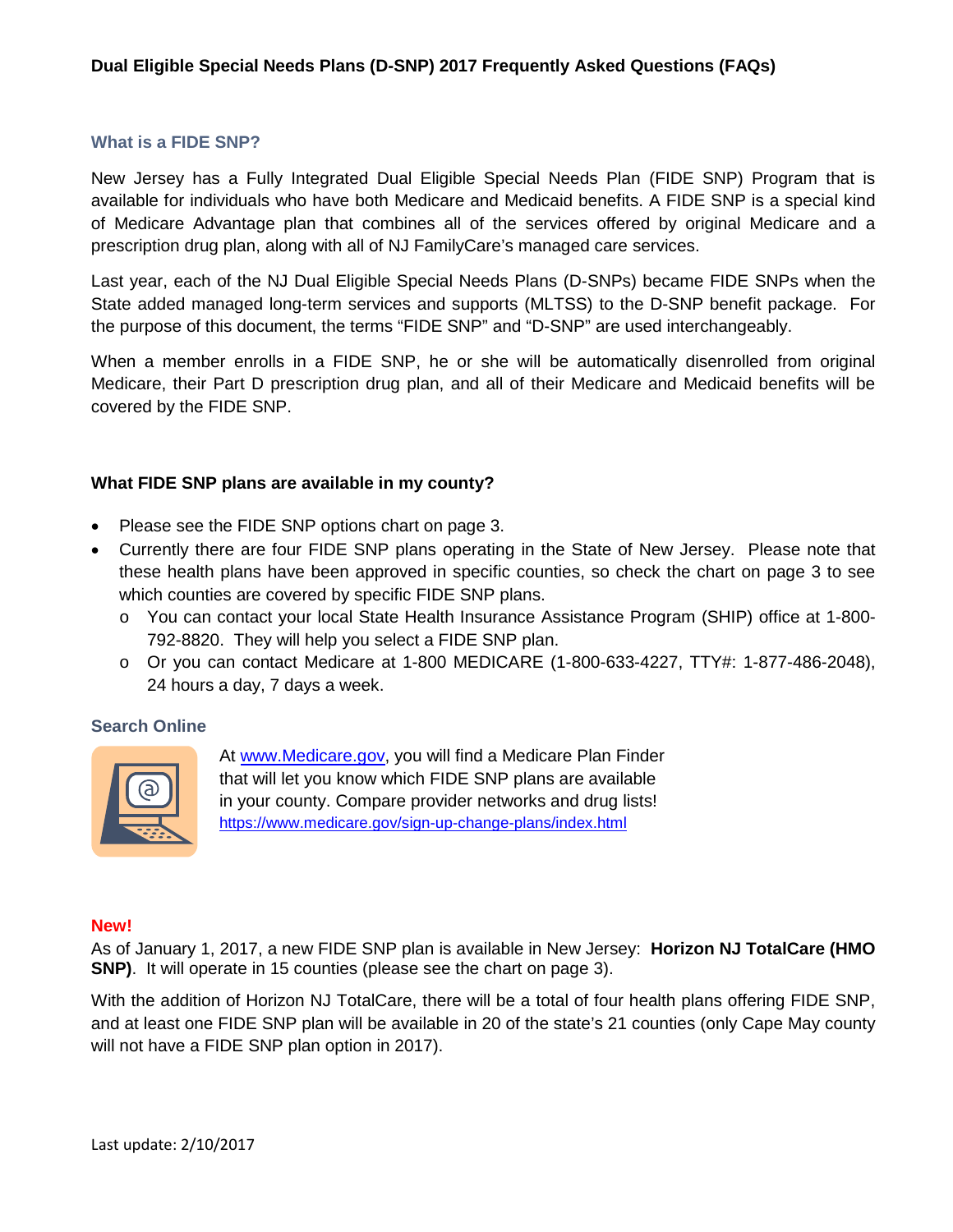# Dual Eligible Special Needs Plans (D-SNP) 2017 Frequently Asked Questions (FAQs)

## What is a FIDE SNP?

New Jersey has a Fully Integrated Dual Eligible Special Needs Plan (FIDE SNP) Program that is available for individuals who have both Medicare and Medicaid benefits. A FIDE SNP is a special kind of Medicare Advantage plan that combines all of the services offered by original Medicare and a prescription drug plan, along with all of NJ FamilyCare's managed care services.

Last year, each of the NJ Dual Eligible Special Needs Plans (D-SNPs) became FIDE SNPs when the State added managed long-term services and supports (MLTSS) to the D-SNP benefit package. For the purpose of this document, the terms "FIDE SNP" and "D-SNP" are used interchangeably.

When a member enrolls in a FIDE SNP, he or she will be automatically disenrolled from original Medicare, their Part D prescription drug plan, and all of their Medicare and Medicaid benefits will be covered by the FIDE SNP.

## What FIDE SNP plans are available in my county?

- Please see the FIDE SNP options chart on page 3.
- Currently there are four FIDE SNP plans operating in the State of New Jersey. Please note that these health plans have been approved in specific counties, so check the chart on page 3 to see which counties are covered by specific FIDE SNP plans.
  - You can contact your local State Health Insurance Assistance Program (SHIP) office at 1-800-792-8820. They will help you select a FIDE SNP plan.
  - Or you can contact Medicare at 1-800 MEDICARE (1-800-633-4227, TTY#: 1-877-486-2048), 24 hours a day, 7 days a week.

### Search Online

At www.Medicare.gov, you will find a Medicare Plan Finder that will let you know which FIDE SNP plans are available in your county. Compare provider networks and drug lists!
https://www.medicare.gov/sign-up-change-plans/index.html

**New!**

As of January 1, 2017, a new FIDE SNP plan is available in New Jersey: **Horizon NJ TotalCare (HMO SNP)**. It will operate in 15 counties (please see the chart on page 3).

With the addition of Horizon NJ TotalCare, there will be a total of four health plans offering FIDE SNP, and at least one FIDE SNP plan will be available in 20 of the state's 21 counties (only Cape May county will not have a FIDE SNP plan option in 2017).

Last update: 2/10/2017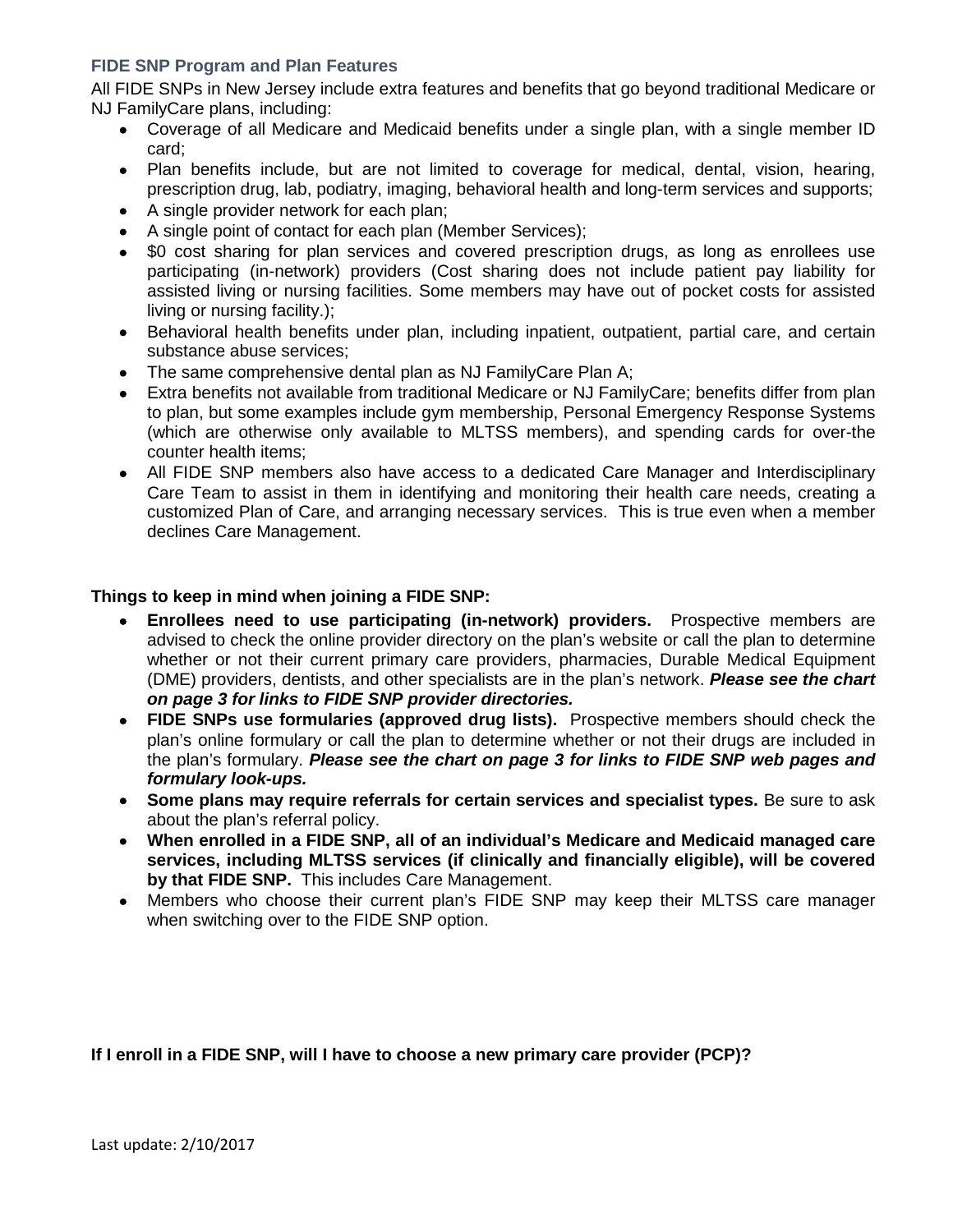### FIDE SNP Program and Plan Features

All FIDE SNPs in New Jersey include extra features and benefits that go beyond traditional Medicare or NJ FamilyCare plans, including:

- Coverage of all Medicare and Medicaid benefits under a single plan, with a single member ID card;
- Plan benefits include, but are not limited to coverage for medical, dental, vision, hearing, prescription drug, lab, podiatry, imaging, behavioral health and long-term services and supports;
- A single provider network for each plan;
- A single point of contact for each plan (Member Services);
- $0 cost sharing for plan services and covered prescription drugs, as long as enrollees use participating (in-network) providers (Cost sharing does not include patient pay liability for assisted living or nursing facilities. Some members may have out of pocket costs for assisted living or nursing facility.);
- Behavioral health benefits under plan, including inpatient, outpatient, partial care, and certain substance abuse services;
- The same comprehensive dental plan as NJ FamilyCare Plan A;
- Extra benefits not available from traditional Medicare or NJ FamilyCare; benefits differ from plan to plan, but some examples include gym membership, Personal Emergency Response Systems (which are otherwise only available to MLTSS members), and spending cards for over-the counter health items;
- All FIDE SNP members also have access to a dedicated Care Manager and Interdisciplinary Care Team to assist in them in identifying and monitoring their health care needs, creating a customized Plan of Care, and arranging necessary services. This is true even when a member declines Care Management.

**Things to keep in mind when joining a FIDE SNP:**

- **Enrollees need to use participating (in-network) providers.** Prospective members are advised to check the online provider directory on the plan's website or call the plan to determine whether or not their current primary care providers, pharmacies, Durable Medical Equipment (DME) providers, dentists, and other specialists are in the plan's network. ***Please see the chart on page 3 for links to FIDE SNP provider directories.***
- **FIDE SNPs use formularies (approved drug lists).** Prospective members should check the plan's online formulary or call the plan to determine whether or not their drugs are included in the plan's formulary. ***Please see the chart on page 3 for links to FIDE SNP web pages and formulary look-ups.***
- **Some plans may require referrals for certain services and specialist types.** Be sure to ask about the plan's referral policy.
- **When enrolled in a FIDE SNP, all of an individual's Medicare and Medicaid managed care services, including MLTSS services (if clinically and financially eligible), will be covered by that FIDE SNP.** This includes Care Management.
- Members who choose their current plan's FIDE SNP may keep their MLTSS care manager when switching over to the FIDE SNP option.

**If I enroll in a FIDE SNP, will I have to choose a new primary care provider (PCP)?**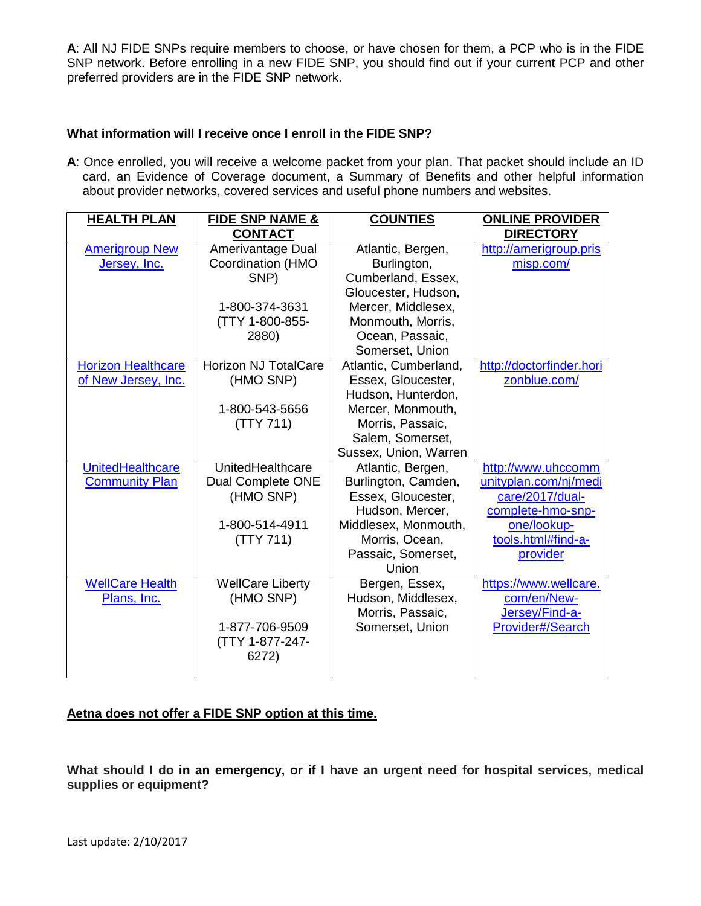**A**: All NJ FIDE SNPs require members to choose, or have chosen for them, a PCP who is in the FIDE SNP network. Before enrolling in a new FIDE SNP, you should find out if your current PCP and other preferred providers are in the FIDE SNP network.

**What information will I receive once I enroll in the FIDE SNP?**

**A**: Once enrolled, you will receive a welcome packet from your plan. That packet should include an ID card, an Evidence of Coverage document, a Summary of Benefits and other helpful information about provider networks, covered services and useful phone numbers and websites.

| HEALTH PLAN | FIDE SNP NAME & CONTACT | COUNTIES | ONLINE PROVIDER DIRECTORY |
|---|---|---|---|
| Amerigroup New Jersey, Inc. | Amerivantage Dual Coordination (HMO SNP)<br><br>1-800-374-3631 (TTY 1-800-855-2880) | Atlantic, Bergen, Burlington, Cumberland, Essex, Gloucester, Hudson, Mercer, Middlesex, Monmouth, Morris, Ocean, Passaic, Somerset, Union | http://amerigroup.prismisp.com/ |
| Horizon Healthcare of New Jersey, Inc. | Horizon NJ TotalCare (HMO SNP)<br><br>1-800-543-5656 (TTY 711) | Atlantic, Cumberland, Essex, Gloucester, Hudson, Hunterdon, Mercer, Monmouth, Morris, Passaic, Salem, Somerset, Sussex, Union, Warren | http://doctorfinder.horizonblue.com/ |
| UnitedHealthcare Community Plan | UnitedHealthcare Dual Complete ONE (HMO SNP)<br><br>1-800-514-4911 (TTY 711) | Atlantic, Bergen, Burlington, Camden, Essex, Gloucester, Hudson, Mercer, Middlesex, Monmouth, Morris, Ocean, Passaic, Somerset, Union | http://www.uhccommunityplan.com/nj/medicare/2017/dual-complete-hmo-snp-one/lookup-tools.html#find-a-provider |
| WellCare Health Plans, Inc. | WellCare Liberty (HMO SNP)<br><br>1-877-706-9509 (TTY 1-877-247-6272) | Bergen, Essex, Hudson, Middlesex, Morris, Passaic, Somerset, Union | https://www.wellcare.com/en/New-Jersey/Find-a-Provider#/Search |

**Aetna does not offer a FIDE SNP option at this time.**

**What should I do in an emergency, or if I have an urgent need for hospital services, medical supplies or equipment?**

Last update: 2/10/2017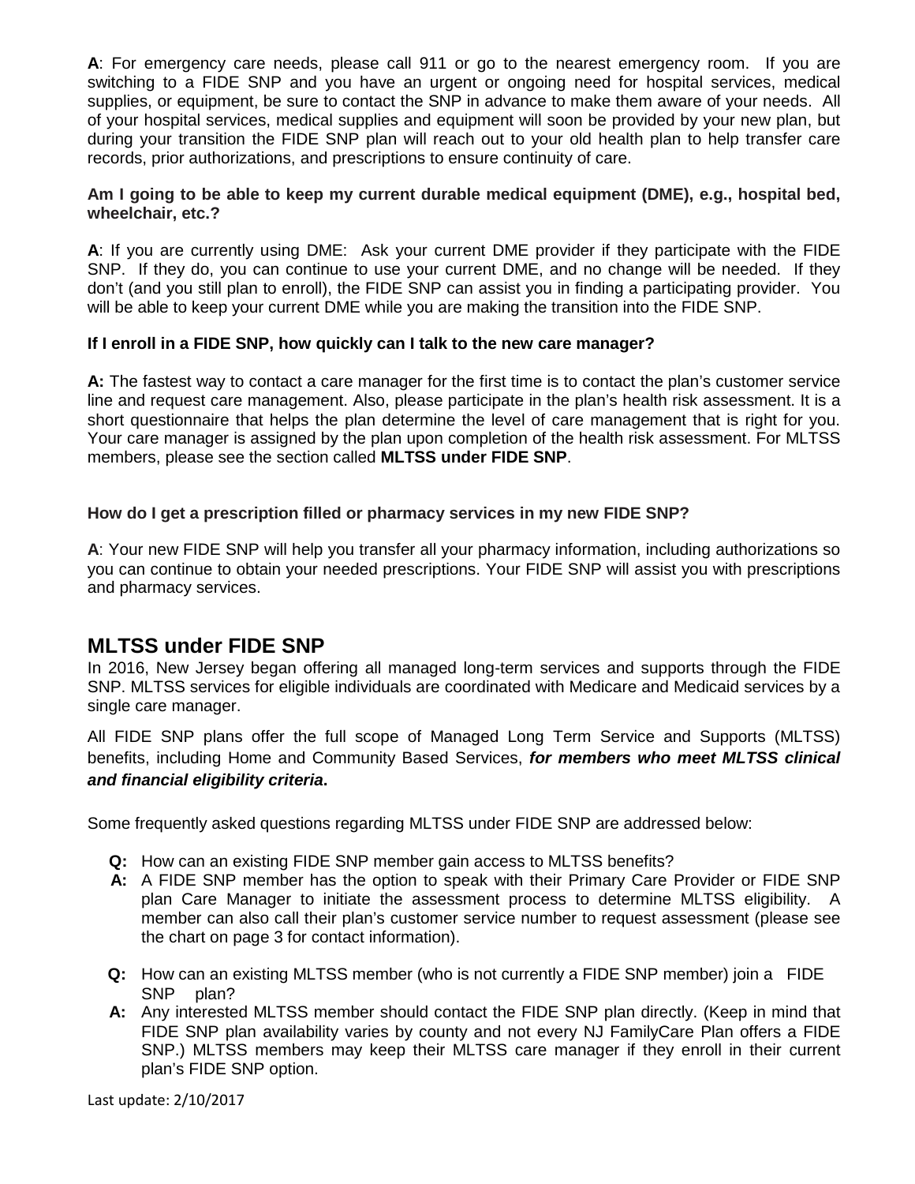**A**: For emergency care needs, please call 911 or go to the nearest emergency room. If you are switching to a FIDE SNP and you have an urgent or ongoing need for hospital services, medical supplies, or equipment, be sure to contact the SNP in advance to make them aware of your needs. All of your hospital services, medical supplies and equipment will soon be provided by your new plan, but during your transition the FIDE SNP plan will reach out to your old health plan to help transfer care records, prior authorizations, and prescriptions to ensure continuity of care.

**Am I going to be able to keep my current durable medical equipment (DME), e.g., hospital bed, wheelchair, etc.?**

**A**: If you are currently using DME: Ask your current DME provider if they participate with the FIDE SNP. If they do, you can continue to use your current DME, and no change will be needed. If they don't (and you still plan to enroll), the FIDE SNP can assist you in finding a participating provider. You will be able to keep your current DME while you are making the transition into the FIDE SNP.

**If I enroll in a FIDE SNP, how quickly can I talk to the new care manager?**

**A:** The fastest way to contact a care manager for the first time is to contact the plan's customer service line and request care management. Also, please participate in the plan's health risk assessment. It is a short questionnaire that helps the plan determine the level of care management that is right for you. Your care manager is assigned by the plan upon completion of the health risk assessment. For MLTSS members, please see the section called **MLTSS under FIDE SNP**.

**How do I get a prescription filled or pharmacy services in my new FIDE SNP?**

**A**: Your new FIDE SNP will help you transfer all your pharmacy information, including authorizations so you can continue to obtain your needed prescriptions. Your FIDE SNP will assist you with prescriptions and pharmacy services.

## MLTSS under FIDE SNP

In 2016, New Jersey began offering all managed long-term services and supports through the FIDE SNP. MLTSS services for eligible individuals are coordinated with Medicare and Medicaid services by a single care manager.

All FIDE SNP plans offer the full scope of Managed Long Term Service and Supports (MLTSS) benefits, including Home and Community Based Services, ***for members who meet MLTSS clinical and financial eligibility criteria*.**

Some frequently asked questions regarding MLTSS under FIDE SNP are addressed below:

**Q:** How can an existing FIDE SNP member gain access to MLTSS benefits?
**A:** A FIDE SNP member has the option to speak with their Primary Care Provider or FIDE SNP plan Care Manager to initiate the assessment process to determine MLTSS eligibility. A member can also call their plan's customer service number to request assessment (please see the chart on page 3 for contact information).

**Q:** How can an existing MLTSS member (who is not currently a FIDE SNP member) join a FIDE SNP plan?
**A:** Any interested MLTSS member should contact the FIDE SNP plan directly. (Keep in mind that FIDE SNP plan availability varies by county and not every NJ FamilyCare Plan offers a FIDE SNP.) MLTSS members may keep their MLTSS care manager if they enroll in their current plan's FIDE SNP option.

Last update: 2/10/2017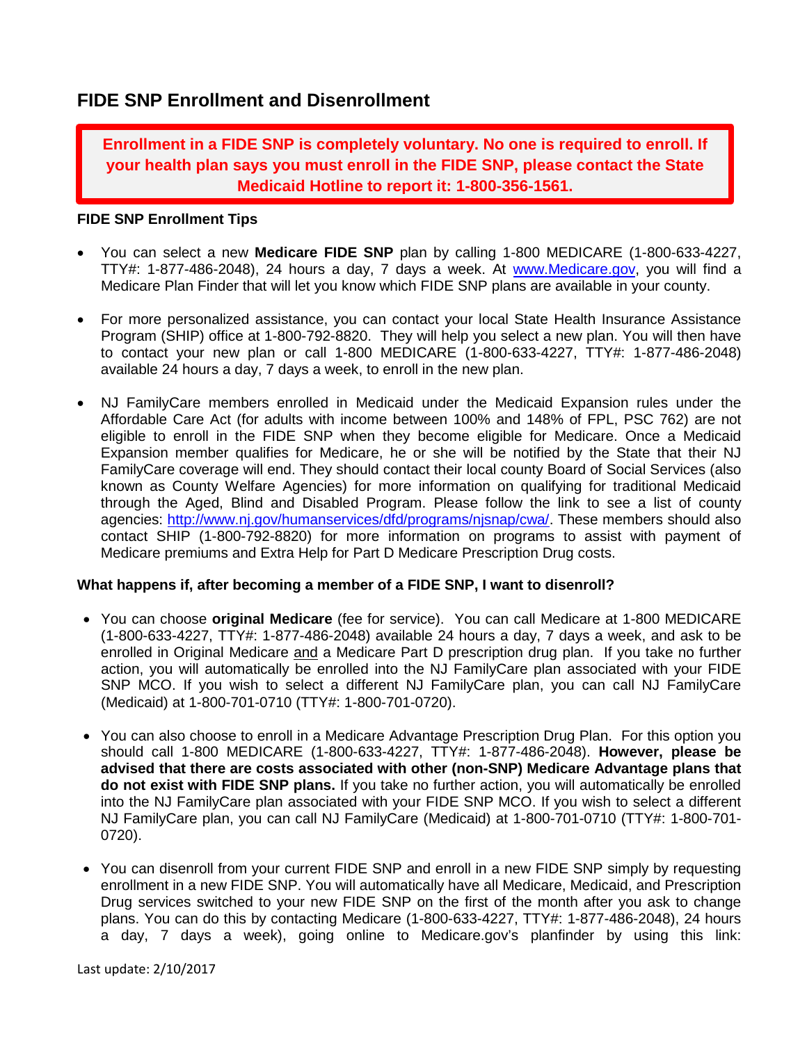## FIDE SNP Enrollment and Disenrollment

**Enrollment in a FIDE SNP is completely voluntary. No one is required to enroll. If your health plan says you must enroll in the FIDE SNP, please contact the State Medicaid Hotline to report it: 1-800-356-1561.**

**FIDE SNP Enrollment Tips**

- You can select a new **Medicare FIDE SNP** plan by calling 1-800 MEDICARE (1-800-633-4227, TTY#: 1-877-486-2048), 24 hours a day, 7 days a week. At www.Medicare.gov, you will find a Medicare Plan Finder that will let you know which FIDE SNP plans are available in your county.

- For more personalized assistance, you can contact your local State Health Insurance Assistance Program (SHIP) office at 1-800-792-8820. They will help you select a new plan. You will then have to contact your new plan or call 1-800 MEDICARE (1-800-633-4227, TTY#: 1-877-486-2048) available 24 hours a day, 7 days a week, to enroll in the new plan.

- NJ FamilyCare members enrolled in Medicaid under the Medicaid Expansion rules under the Affordable Care Act (for adults with income between 100% and 148% of FPL, PSC 762) are not eligible to enroll in the FIDE SNP when they become eligible for Medicare. Once a Medicaid Expansion member qualifies for Medicare, he or she will be notified by the State that their NJ FamilyCare coverage will end. They should contact their local county Board of Social Services (also known as County Welfare Agencies) for more information on qualifying for traditional Medicaid through the Aged, Blind and Disabled Program. Please follow the link to see a list of county agencies: http://www.nj.gov/humanservices/dfd/programs/njsnap/cwa/. These members should also contact SHIP (1-800-792-8820) for more information on programs to assist with payment of Medicare premiums and Extra Help for Part D Medicare Prescription Drug costs.

**What happens if, after becoming a member of a FIDE SNP, I want to disenroll?**

- You can choose **original Medicare** (fee for service). You can call Medicare at 1-800 MEDICARE (1-800-633-4227, TTY#: 1-877-486-2048) available 24 hours a day, 7 days a week, and ask to be enrolled in Original Medicare and a Medicare Part D prescription drug plan. If you take no further action, you will automatically be enrolled into the NJ FamilyCare plan associated with your FIDE SNP MCO. If you wish to select a different NJ FamilyCare plan, you can call NJ FamilyCare (Medicaid) at 1-800-701-0710 (TTY#: 1-800-701-0720).

- You can also choose to enroll in a Medicare Advantage Prescription Drug Plan. For this option you should call 1-800 MEDICARE (1-800-633-4227, TTY#: 1-877-486-2048). **However, please be advised that there are costs associated with other (non-SNP) Medicare Advantage plans that do not exist with FIDE SNP plans.** If you take no further action, you will automatically be enrolled into the NJ FamilyCare plan associated with your FIDE SNP MCO. If you wish to select a different NJ FamilyCare plan, you can call NJ FamilyCare (Medicaid) at 1-800-701-0710 (TTY#: 1-800-701-0720).

- You can disenroll from your current FIDE SNP and enroll in a new FIDE SNP simply by requesting enrollment in a new FIDE SNP. You will automatically have all Medicare, Medicaid, and Prescription Drug services switched to your new FIDE SNP on the first of the month after you ask to change plans. You can do this by contacting Medicare (1-800-633-4227, TTY#: 1-877-486-2048), 24 hours a day, 7 days a week), going online to Medicare.gov's planfinder by using this link:

Last update: 2/10/2017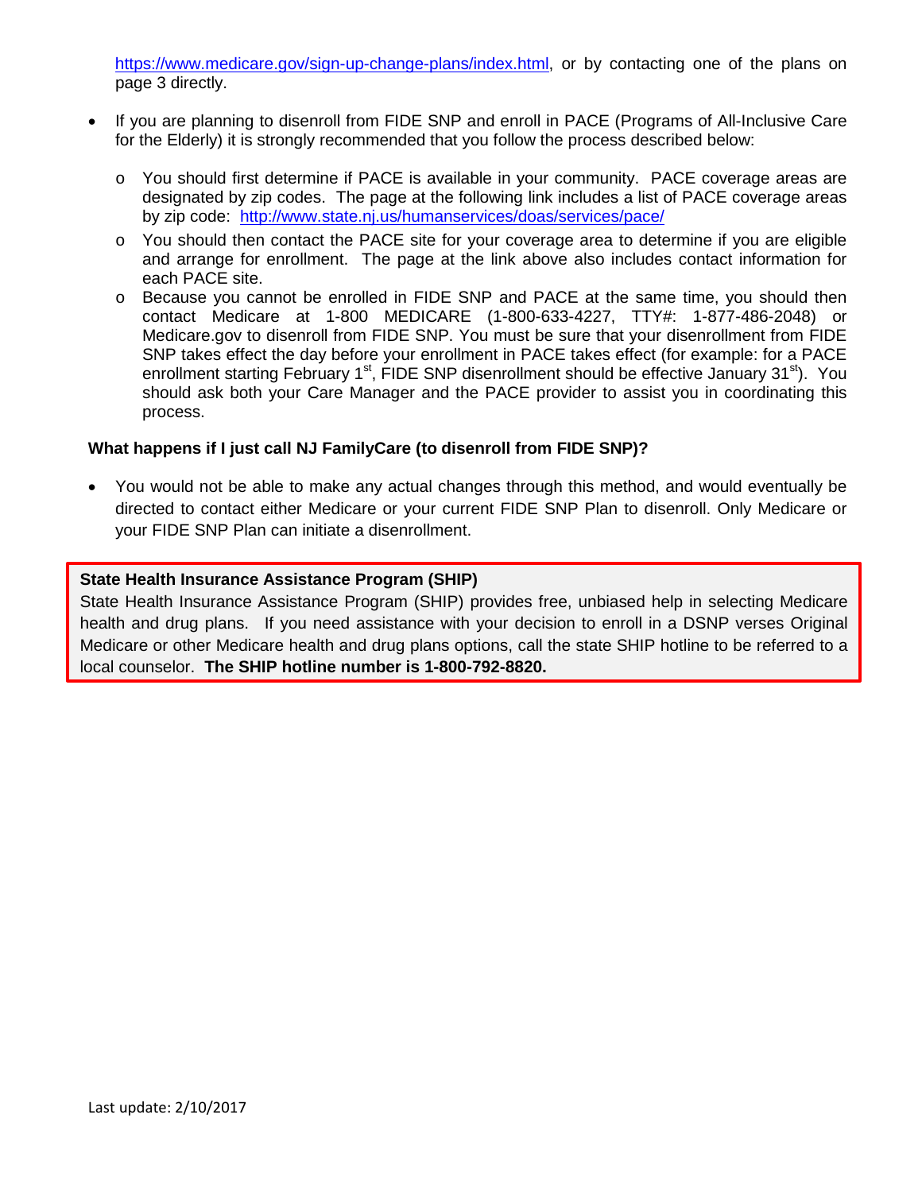https://www.medicare.gov/sign-up-change-plans/index.html, or by contacting one of the plans on page 3 directly.

- If you are planning to disenroll from FIDE SNP and enroll in PACE (Programs of All-Inclusive Care for the Elderly) it is strongly recommended that you follow the process described below:
  - You should first determine if PACE is available in your community. PACE coverage areas are designated by zip codes. The page at the following link includes a list of PACE coverage areas by zip code: http://www.state.nj.us/humanservices/doas/services/pace/
  - You should then contact the PACE site for your coverage area to determine if you are eligible and arrange for enrollment. The page at the link above also includes contact information for each PACE site.
  - Because you cannot be enrolled in FIDE SNP and PACE at the same time, you should then contact Medicare at 1-800 MEDICARE (1-800-633-4227, TTY#: 1-877-486-2048) or Medicare.gov to disenroll from FIDE SNP. You must be sure that your disenrollment from FIDE SNP takes effect the day before your enrollment in PACE takes effect (for example: for a PACE enrollment starting February 1st, FIDE SNP disenrollment should be effective January 31st). You should ask both your Care Manager and the PACE provider to assist you in coordinating this process.

**What happens if I just call NJ FamilyCare (to disenroll from FIDE SNP)?**

- You would not be able to make any actual changes through this method, and would eventually be directed to contact either Medicare or your current FIDE SNP Plan to disenroll. Only Medicare or your FIDE SNP Plan can initiate a disenrollment.

**State Health Insurance Assistance Program (SHIP)**

State Health Insurance Assistance Program (SHIP) provides free, unbiased help in selecting Medicare health and drug plans. If you need assistance with your decision to enroll in a DSNP verses Original Medicare or other Medicare health and drug plans options, call the state SHIP hotline to be referred to a local counselor. **The SHIP hotline number is 1-800-792-8820.**

Last update: 2/10/2017